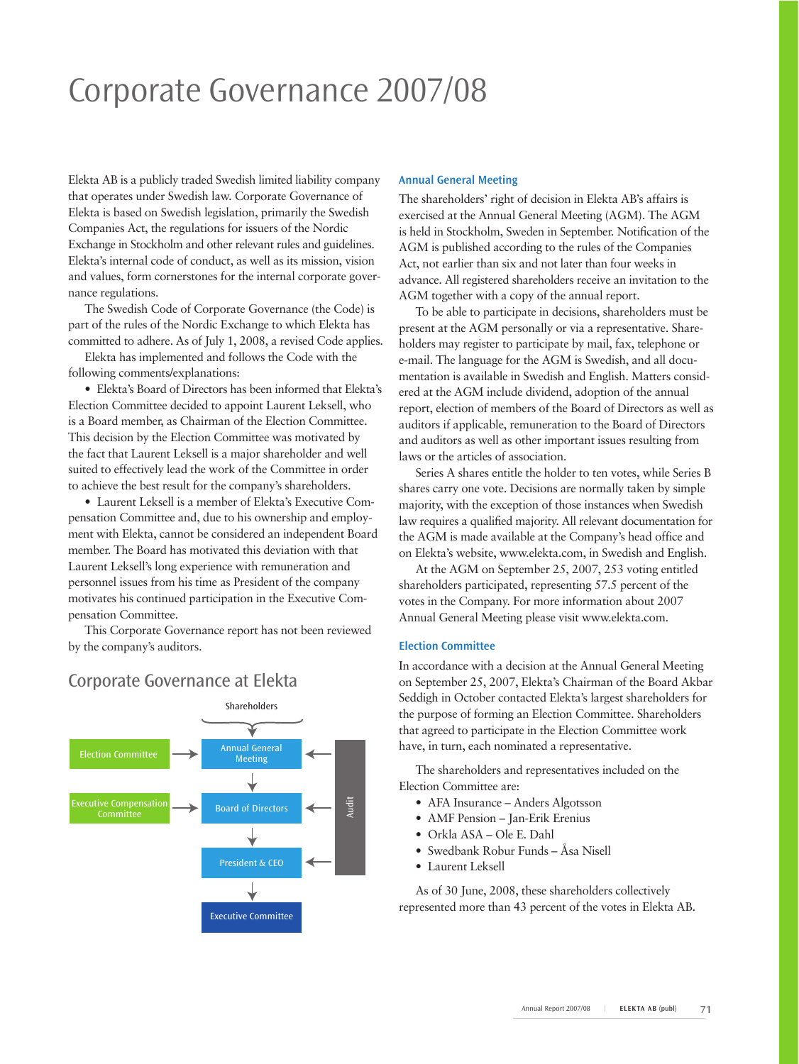# Corporate Governance 2007/08

Elekta AB is a publicly traded Swedish limited liability company that operates under Swedish law. Corporate Governance of Elekta is based on Swedish legislation, primarily the Swedish Companies Act, the regulations for issuers of the Nordic Exchange in Stockholm and other relevant rules and guidelines. Elekta's internal code of conduct, as well as its mission, vision and values, form cornerstones for the internal corporate governance regulations.

The Swedish Code of Corporate Governance (the Code) is part of the rules of the Nordic Exchange to which Elekta has committed to adhere. As of July 1, 2008, a revised Code applies.

Elekta has implemented and follows the Code with the following comments/explanations:

- Elekta's Board of Directors has been informed that Elekta's Election Committee decided to appoint Laurent Leksell, who is a Board member, as Chairman of the Election Committee. This decision by the Election Committee was motivated by the fact that Laurent Leksell is a major shareholder and well suited to effectively lead the work of the Committee in order to achieve the best result for the company's shareholders.
- Laurent Leksell is a member of Elekta's Executive Compensation Committee and, due to his ownership and employment with Elekta, cannot be considered an independent Board member. The Board has motivated this deviation with that Laurent Leksell's long experience with remuneration and personnel issues from his time as President of the company motivates his continued participation in the Executive Compensation Committee.

This Corporate Governance report has not been reviewed by the company's auditors.

## Corporate Governance at Elekta

Shareholders → Annual General Meeting → Board of Directors → President & CEO → Executive Committee

Election Committee → Annual General Meeting

Executive Compensation Committee → Board of Directors

Audit → Annual General Meeting, Board of Directors, President & CEO

### Annual General Meeting

The shareholders' right of decision in Elekta AB's affairs is exercised at the Annual General Meeting (AGM). The AGM is held in Stockholm, Sweden in September. Notification of the AGM is published according to the rules of the Companies Act, not earlier than six and not later than four weeks in advance. All registered shareholders receive an invitation to the AGM together with a copy of the annual report.

To be able to participate in decisions, shareholders must be present at the AGM personally or via a representative. Shareholders may register to participate by mail, fax, telephone or e-mail. The language for the AGM is Swedish, and all documentation is available in Swedish and English. Matters considered at the AGM include dividend, adoption of the annual report, election of members of the Board of Directors as well as auditors if applicable, remuneration to the Board of Directors and auditors as well as other important issues resulting from laws or the articles of association.

Series A shares entitle the holder to ten votes, while Series B shares carry one vote. Decisions are normally taken by simple majority, with the exception of those instances when Swedish law requires a qualified majority. All relevant documentation for the AGM is made available at the Company's head office and on Elekta's website, www.elekta.com, in Swedish and English.

At the AGM on September 25, 2007, 253 voting entitled shareholders participated, representing 57.5 percent of the votes in the Company. For more information about 2007 Annual General Meeting please visit www.elekta.com.

### Election Committee

In accordance with a decision at the Annual General Meeting on September 25, 2007, Elekta's Chairman of the Board Akbar Seddigh in October contacted Elekta's largest shareholders for the purpose of forming an Election Committee. Shareholders that agreed to participate in the Election Committee work have, in turn, each nominated a representative.

The shareholders and representatives included on the Election Committee are:

- AFA Insurance – Anders Algotsson
- AMF Pension – Jan-Erik Erenius
- Orkla ASA – Ole E. Dahl
- Swedbank Robur Funds – Åsa Nisell
- Laurent Leksell

As of 30 June, 2008, these shareholders collectively represented more than 43 percent of the votes in Elekta AB.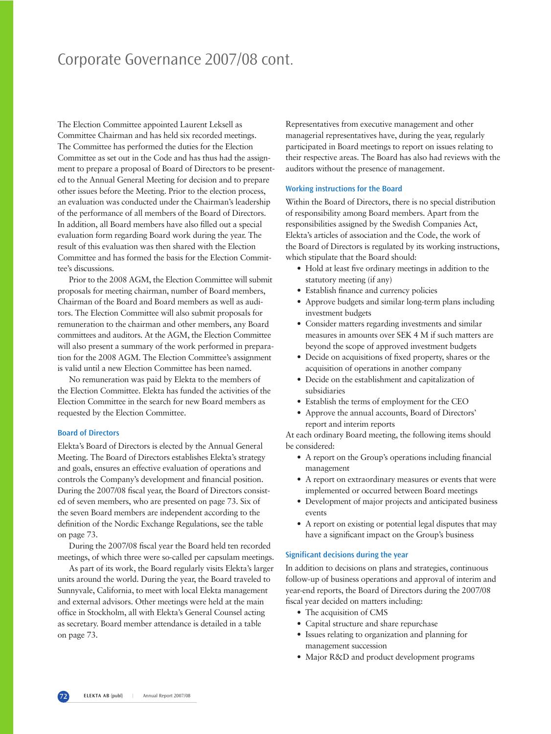# Corporate Governance 2007/08 cont.

The Election Committee appointed Laurent Leksell as Committee Chairman and has held six recorded meetings. The Committee has performed the duties for the Election Committee as set out in the Code and has thus had the assignment to prepare a proposal of Board of Directors to be presented to the Annual General Meeting for decision and to prepare other issues before the Meeting. Prior to the election process, an evaluation was conducted under the Chairman's leadership of the performance of all members of the Board of Directors. In addition, all Board members have also filled out a special evaluation form regarding Board work during the year. The result of this evaluation was then shared with the Election Committee and has formed the basis for the Election Committee's discussions.

Prior to the 2008 AGM, the Election Committee will submit proposals for meeting chairman, number of Board members, Chairman of the Board and Board members as well as auditors. The Election Committee will also submit proposals for remuneration to the chairman and other members, any Board committees and auditors. At the AGM, the Election Committee will also present a summary of the work performed in preparation for the 2008 AGM. The Election Committee's assignment is valid until a new Election Committee has been named.

No remuneration was paid by Elekta to the members of the Election Committee. Elekta has funded the activities of the Election Committee in the search for new Board members as requested by the Election Committee.

### Board of Directors

Elekta's Board of Directors is elected by the Annual General Meeting. The Board of Directors establishes Elekta's strategy and goals, ensures an effective evaluation of operations and controls the Company's development and financial position. During the 2007/08 fiscal year, the Board of Directors consisted of seven members, who are presented on page 73. Six of the seven Board members are independent according to the definition of the Nordic Exchange Regulations, see the table on page 73.

During the 2007/08 fiscal year the Board held ten recorded meetings, of which three were so-called per capsulam meetings.

As part of its work, the Board regularly visits Elekta's larger units around the world. During the year, the Board traveled to Sunnyvale, California, to meet with local Elekta management and external advisors. Other meetings were held at the main office in Stockholm, all with Elekta's General Counsel acting as secretary. Board member attendance is detailed in a table on page 73.

Representatives from executive management and other managerial representatives have, during the year, regularly participated in Board meetings to report on issues relating to their respective areas. The Board has also had reviews with the auditors without the presence of management.

### Working instructions for the Board

Within the Board of Directors, there is no special distribution of responsibility among Board members. Apart from the responsibilities assigned by the Swedish Companies Act, Elekta's articles of association and the Code, the work of the Board of Directors is regulated by its working instructions, which stipulate that the Board should:

- Hold at least five ordinary meetings in addition to the statutory meeting (if any)
- Establish finance and currency policies
- Approve budgets and similar long-term plans including investment budgets
- Consider matters regarding investments and similar measures in amounts over SEK 4 M if such matters are beyond the scope of approved investment budgets
- Decide on acquisitions of fixed property, shares or the acquisition of operations in another company
- Decide on the establishment and capitalization of subsidiaries
- Establish the terms of employment for the CEO
- Approve the annual accounts, Board of Directors' report and interim reports

At each ordinary Board meeting, the following items should be considered:

- A report on the Group's operations including financial management
- A report on extraordinary measures or events that were implemented or occurred between Board meetings
- Development of major projects and anticipated business events
- A report on existing or potential legal disputes that may have a significant impact on the Group's business

### Significant decisions during the year

In addition to decisions on plans and strategies, continuous follow-up of business operations and approval of interim and year-end reports, the Board of Directors during the 2007/08 fiscal year decided on matters including:

- The acquisition of CMS
- Capital structure and share repurchase
- Issues relating to organization and planning for management succession
- Major R&D and product development programs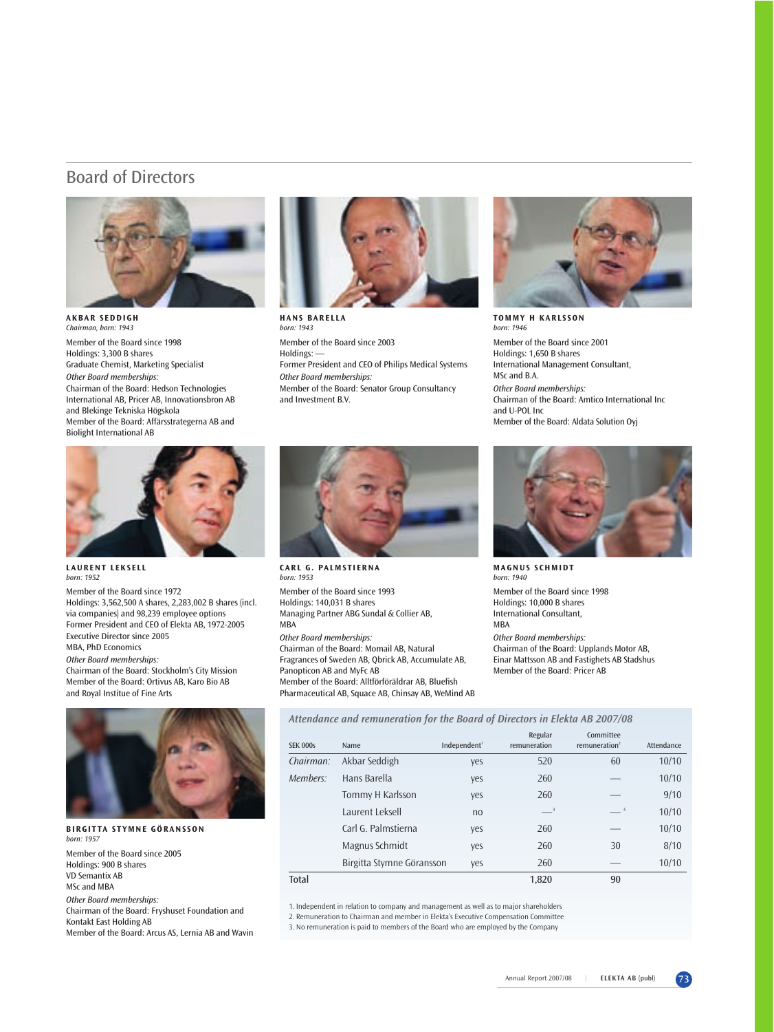# Board of Directors

**AKBAR SEDDIGH**
*Chairman, born: 1943*

Member of the Board since 1998
Holdings: 3,300 B shares
Graduate Chemist, Marketing Specialist

*Other Board memberships:*
Chairman of the Board: Hedson Technologies International AB, Pricer AB, Innovationsbron AB and Blekinge Tekniska Högskola
Member of the Board: Affärsstrategerna AB and Biolight International AB

**HANS BARELLA**
*born: 1943*

Member of the Board since 2003
Holdings: —
Former President and CEO of Philips Medical Systems

*Other Board memberships:*
Member of the Board: Senator Group Consultancy and Investment B.V.

**TOMMY H KARLSSON**
*born: 1946*

Member of the Board since 2001
Holdings: 1,650 B shares
International Management Consultant, MSc and B.A.

*Other Board memberships:*
Chairman of the Board: Amtico International Inc and U-POL Inc
Member of the Board: Aldata Solution Oyj

**LAURENT LEKSELL**
*born: 1952*

Member of the Board since 1972
Holdings: 3,562,500 A shares, 2,283,002 B shares (incl. via companies) and 98,239 employee options
Former President and CEO of Elekta AB, 1972-2005
Executive Director since 2005
MBA, PhD Economics

*Other Board memberships:*
Chairman of the Board: Stockholm's City Mission
Member of the Board: Ortivus AB, Karo Bio AB and Royal Institue of Fine Arts

**CARL G. PALMSTIERNA**
*born: 1953*

Member of the Board since 1993
Holdings: 140,031 B shares
Managing Partner ABG Sundal & Collier AB, MBA

*Other Board memberships:*
Chairman of the Board: Momail AB, Natural Fragrances of Sweden AB, Qbrick AB, Accumulate AB, Panopticon AB and MyFc AB
Member of the Board: Alltförföräldrar AB, Bluefish Pharmaceutical AB, Squace AB, Chinsay AB, WeMind AB

**MAGNUS SCHMIDT**
*born: 1940*

Member of the Board since 1998
Holdings: 10,000 B shares
International Consultant, MBA

*Other Board memberships:*
Chairman of the Board: Upplands Motor AB, Einar Mattsson AB and Fastighets AB Stadshus
Member of the Board: Pricer AB

**BIRGITTA STYMNE GÖRANSSON**
*born: 1957*

Member of the Board since 2005
Holdings: 900 B shares
VD Semantix AB
MSc and MBA

*Other Board memberships:*
Chairman of the Board: Fryshuset Foundation and Kontakt East Holding AB
Member of the Board: Arcus AS, Lernia AB and Wavin

*Attendance and remuneration for the Board of Directors in Elekta AB 2007/08*

| SEK 000s | Name | Independent[1] | Regular remuneration | Committee remuneration[2] | Attendance |
|---|---|---|---|---|---|
| *Chairman:* | Akbar Seddigh | yes | 520 | 60 | 10/10 |
| *Members:* | Hans Barella | yes | 260 | — | 10/10 |
| | Tommy H Karlsson | yes | 260 | — | 9/10 |
| | Laurent Leksell | no | —[3] | —[3] | 10/10 |
| | Carl G. Palmstierna | yes | 260 | — | 10/10 |
| | Magnus Schmidt | yes | 260 | 30 | 8/10 |
| | Birgitta Stymne Göransson | yes | 260 | — | 10/10 |
| Total | | | 1,820 | 90 | |

1. Independent in relation to company and management as well as to major shareholders
2. Remuneration to Chairman and member in Elekta's Executive Compensation Committee
3. No remuneration is paid to members of the Board who are employed by the Company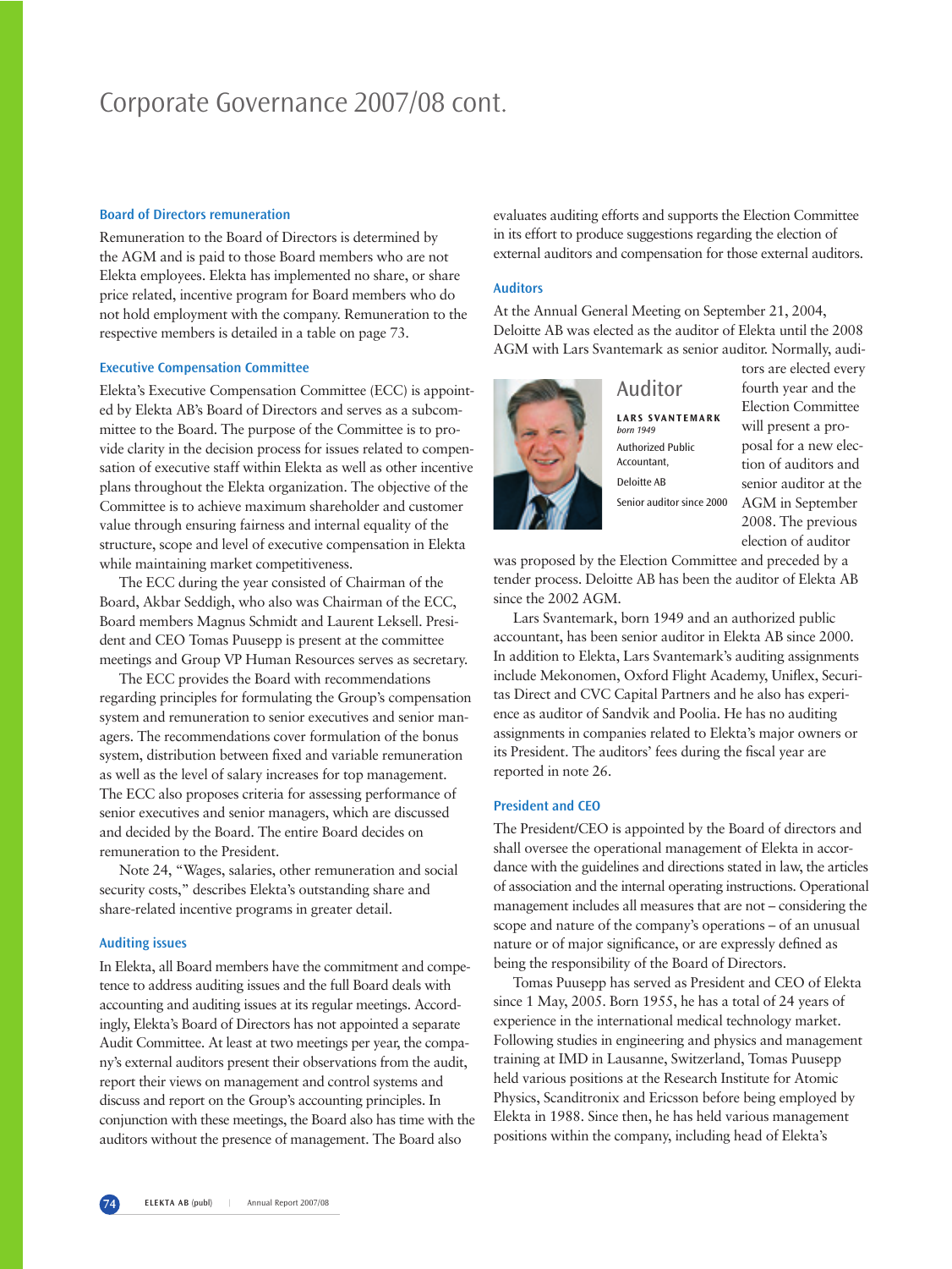# Corporate Governance 2007/08 cont.

### Board of Directors remuneration

Remuneration to the Board of Directors is determined by the AGM and is paid to those Board members who are not Elekta employees. Elekta has implemented no share, or share price related, incentive program for Board members who do not hold employment with the company. Remuneration to the respective members is detailed in a table on page 73.

### Executive Compensation Committee

Elekta's Executive Compensation Committee (ECC) is appointed by Elekta AB's Board of Directors and serves as a subcommittee to the Board. The purpose of the Committee is to provide clarity in the decision process for issues related to compensation of executive staff within Elekta as well as other incentive plans throughout the Elekta organization. The objective of the Committee is to achieve maximum shareholder and customer value through ensuring fairness and internal equality of the structure, scope and level of executive compensation in Elekta while maintaining market competitiveness.

The ECC during the year consisted of Chairman of the Board, Akbar Seddigh, who also was Chairman of the ECC, Board members Magnus Schmidt and Laurent Leksell. President and CEO Tomas Puusepp is present at the committee meetings and Group VP Human Resources serves as secretary.

The ECC provides the Board with recommendations regarding principles for formulating the Group's compensation system and remuneration to senior executives and senior managers. The recommendations cover formulation of the bonus system, distribution between fixed and variable remuneration as well as the level of salary increases for top management. The ECC also proposes criteria for assessing performance of senior executives and senior managers, which are discussed and decided by the Board. The entire Board decides on remuneration to the President.

Note 24, "Wages, salaries, other remuneration and social security costs," describes Elekta's outstanding share and share-related incentive programs in greater detail.

### Auditing issues

In Elekta, all Board members have the commitment and competence to address auditing issues and the full Board deals with accounting and auditing issues at its regular meetings. Accordingly, Elekta's Board of Directors has not appointed a separate Audit Committee. At least at two meetings per year, the company's external auditors present their observations from the audit, report their views on management and control systems and discuss and report on the Group's accounting principles. In conjunction with these meetings, the Board also has time with the auditors without the presence of management. The Board also evaluates auditing efforts and supports the Election Committee in its effort to produce suggestions regarding the election of external auditors and compensation for those external auditors.

### Auditors

At the Annual General Meeting on September 21, 2004, Deloitte AB was elected as the auditor of Elekta until the 2008 AGM with Lars Svantemark as senior auditor. Normally, auditors are elected every fourth year and the Election Committee will present a proposal for a new election of auditors and senior auditor at the AGM in September 2008. The previous election of auditor was proposed by the Election Committee and preceded by a tender process. Deloitte AB has been the auditor of Elekta AB since the 2002 AGM.

**Auditor**

**LARS SVANTEMARK**
*born 1949*
Authorized Public Accountant,
Deloitte AB
Senior auditor since 2000

Lars Svantemark, born 1949 and an authorized public accountant, has been senior auditor in Elekta AB since 2000. In addition to Elekta, Lars Svantemark's auditing assignments include Mekonomen, Oxford Flight Academy, Uniflex, Securitas Direct and CVC Capital Partners and he also has experience as auditor of Sandvik and Poolia. He has no auditing assignments in companies related to Elekta's major owners or its President. The auditors' fees during the fiscal year are reported in note 26.

### President and CEO

The President/CEO is appointed by the Board of directors and shall oversee the operational management of Elekta in accordance with the guidelines and directions stated in law, the articles of association and the internal operating instructions. Operational management includes all measures that are not – considering the scope and nature of the company's operations – of an unusual nature or of major significance, or are expressly defined as being the responsibility of the Board of Directors.

Tomas Puusepp has served as President and CEO of Elekta since 1 May, 2005. Born 1955, he has a total of 24 years of experience in the international medical technology market. Following studies in engineering and physics and management training at IMD in Lausanne, Switzerland, Tomas Puusepp held various positions at the Research Institute for Atomic Physics, Scanditronix and Ericsson before being employed by Elekta in 1988. Since then, he has held various management positions within the company, including head of Elekta's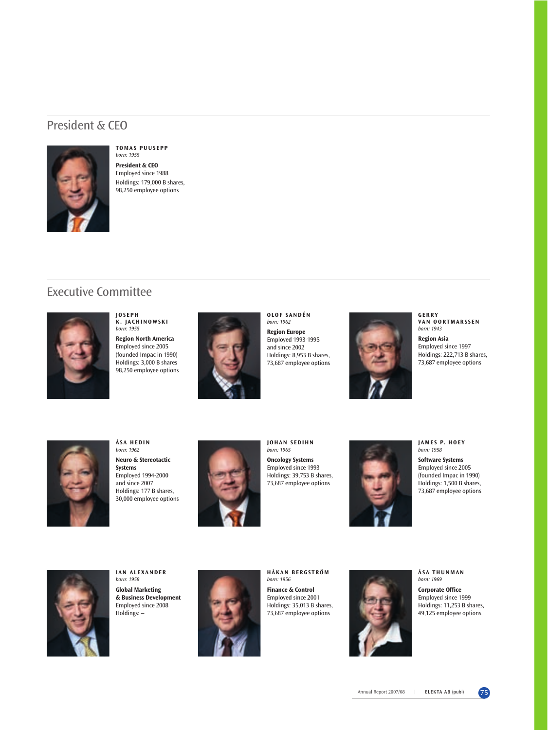## President & CEO

**TOMAS PUUSEPP**
*born: 1955*

**President & CEO**
Employed since 1988
Holdings: 179,000 B shares, 98,250 employee options

## Executive Committee

**JOSEPH K. JACHINOWSKI**
*born: 1955*

**Region North America**
Employed since 2005 (founded Impac in 1990)
Holdings: 3,000 B shares
98,250 employee options

**OLOF SANDÉN**
*born: 1962*

**Region Europe**
Employed 1993-1995 and since 2002
Holdings: 8,953 B shares, 73,687 employee options

**GERRY VAN OORTMARSSEN**
*born: 1943*

**Region Asia**
Employed since 1997
Holdings: 222,713 B shares, 73,687 employee options

**ÅSA HEDIN**
*born: 1962*

**Neuro & Stereotactic Systems**
Employed 1994-2000 and since 2007
Holdings: 177 B shares, 30,000 employee options

**JOHAN SEDIHN**
*born: 1965*

**Oncology Systems**
Employed since 1993
Holdings: 39,753 B shares, 73,687 employee options

**JAMES P. HOEY**
*born: 1958*

**Software Systems**
Employed since 2005 (founded Impac in 1990)
Holdings: 1,500 B shares, 73,687 employee options

**IAN ALEXANDER**
*born: 1958*

**Global Marketing & Business Development**
Employed since 2008
Holdings: –

**HÅKAN BERGSTRÖM**
*born: 1956*

**Finance & Control**
Employed since 2001
Holdings: 35,013 B shares, 73,687 employee options

**ÅSA THUNMAN**
*born: 1969*

**Corporate Office**
Employed since 1999
Holdings: 11,253 B shares, 49,125 employee options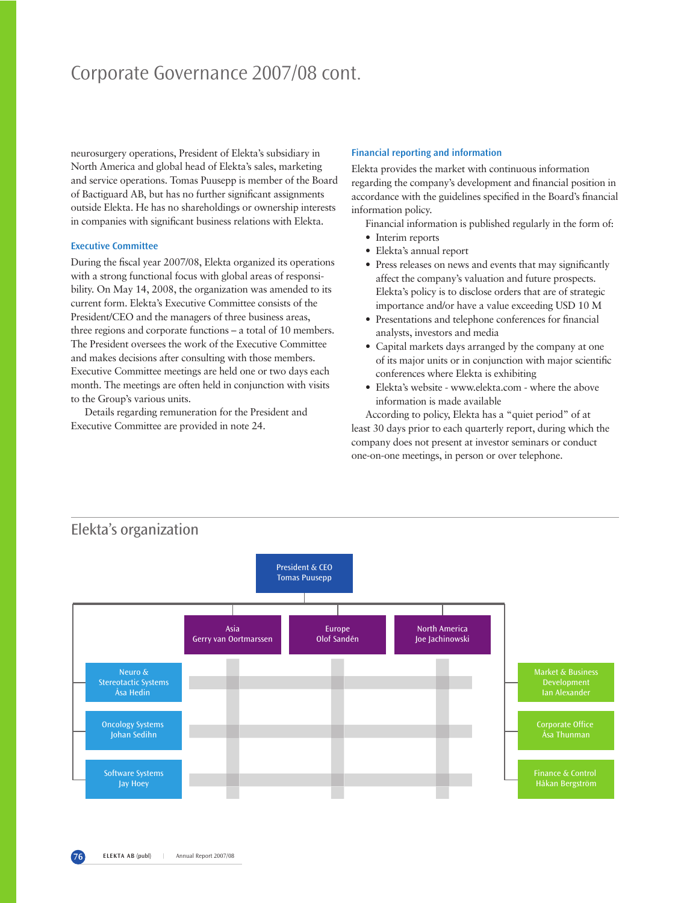# Corporate Governance 2007/08 cont.

neurosurgery operations, President of Elekta's subsidiary in North America and global head of Elekta's sales, marketing and service operations. Tomas Puusepp is member of the Board of Bactiguard AB, but has no further significant assignments outside Elekta. He has no shareholdings or ownership interests in companies with significant business relations with Elekta.

### Executive Committee

During the fiscal year 2007/08, Elekta organized its operations with a strong functional focus with global areas of responsibility. On May 14, 2008, the organization was amended to its current form. Elekta's Executive Committee consists of the President/CEO and the managers of three business areas, three regions and corporate functions – a total of 10 members. The President oversees the work of the Executive Committee and makes decisions after consulting with those members. Executive Committee meetings are held one or two days each month. The meetings are often held in conjunction with visits to the Group's various units.

Details regarding remuneration for the President and Executive Committee are provided in note 24.

### Financial reporting and information

Elekta provides the market with continuous information regarding the company's development and financial position in accordance with the guidelines specified in the Board's financial information policy.

Financial information is published regularly in the form of:

- Interim reports
- Elekta's annual report
- Press releases on news and events that may significantly affect the company's valuation and future prospects. Elekta's policy is to disclose orders that are of strategic importance and/or have a value exceeding USD 10 M
- Presentations and telephone conferences for financial analysts, investors and media
- Capital markets days arranged by the company at one of its major units or in conjunction with major scientific conferences where Elekta is exhibiting
- Elekta's website - www.elekta.com - where the above information is made available

According to policy, Elekta has a "quiet period" of at least 30 days prior to each quarterly report, during which the company does not present at investor seminars or conduct one-on-one meetings, in person or over telephone.

## Elekta's organization

President & CEO
Tomas Puusepp

Regions:
- Asia – Gerry van Oortmarssen
- Europe – Olof Sandén
- North America – Joe Jachinowski

Business areas:
- Neuro & Stereotactic Systems – Åsa Hedin
- Oncology Systems – Johan Sedihn
- Software Systems – Jay Hoey

Corporate functions:
- Market & Business Development – Ian Alexander
- Corporate Office – Åsa Thunman
- Finance & Control – Håkan Bergström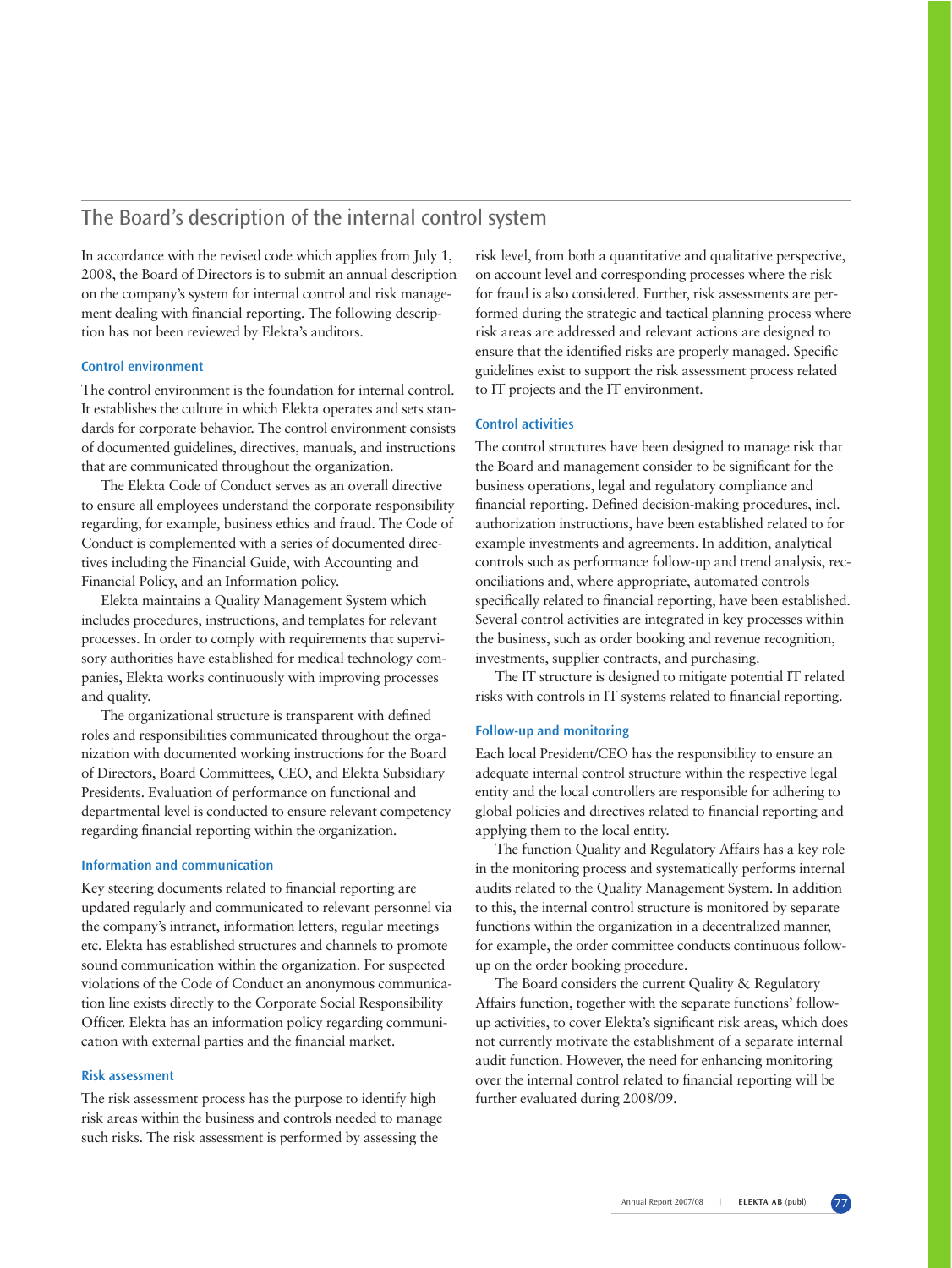# The Board's description of the internal control system

In accordance with the revised code which applies from July 1, 2008, the Board of Directors is to submit an annual description on the company's system for internal control and risk management dealing with financial reporting. The following description has not been reviewed by Elekta's auditors.

### Control environment

The control environment is the foundation for internal control. It establishes the culture in which Elekta operates and sets standards for corporate behavior. The control environment consists of documented guidelines, directives, manuals, and instructions that are communicated throughout the organization.

The Elekta Code of Conduct serves as an overall directive to ensure all employees understand the corporate responsibility regarding, for example, business ethics and fraud. The Code of Conduct is complemented with a series of documented directives including the Financial Guide, with Accounting and Financial Policy, and an Information policy.

Elekta maintains a Quality Management System which includes procedures, instructions, and templates for relevant processes. In order to comply with requirements that supervisory authorities have established for medical technology companies, Elekta works continuously with improving processes and quality.

The organizational structure is transparent with defined roles and responsibilities communicated throughout the organization with documented working instructions for the Board of Directors, Board Committees, CEO, and Elekta Subsidiary Presidents. Evaluation of performance on functional and departmental level is conducted to ensure relevant competency regarding financial reporting within the organization.

### Information and communication

Key steering documents related to financial reporting are updated regularly and communicated to relevant personnel via the company's intranet, information letters, regular meetings etc. Elekta has established structures and channels to promote sound communication within the organization. For suspected violations of the Code of Conduct an anonymous communication line exists directly to the Corporate Social Responsibility Officer. Elekta has an information policy regarding communication with external parties and the financial market.

### Risk assessment

The risk assessment process has the purpose to identify high risk areas within the business and controls needed to manage such risks. The risk assessment is performed by assessing the risk level, from both a quantitative and qualitative perspective, on account level and corresponding processes where the risk for fraud is also considered. Further, risk assessments are performed during the strategic and tactical planning process where risk areas are addressed and relevant actions are designed to ensure that the identified risks are properly managed. Specific guidelines exist to support the risk assessment process related to IT projects and the IT environment.

### Control activities

The control structures have been designed to manage risk that the Board and management consider to be significant for the business operations, legal and regulatory compliance and financial reporting. Defined decision-making procedures, incl. authorization instructions, have been established related to for example investments and agreements. In addition, analytical controls such as performance follow-up and trend analysis, reconciliations and, where appropriate, automated controls specifically related to financial reporting, have been established. Several control activities are integrated in key processes within the business, such as order booking and revenue recognition, investments, supplier contracts, and purchasing.

The IT structure is designed to mitigate potential IT related risks with controls in IT systems related to financial reporting.

### Follow-up and monitoring

Each local President/CEO has the responsibility to ensure an adequate internal control structure within the respective legal entity and the local controllers are responsible for adhering to global policies and directives related to financial reporting and applying them to the local entity.

The function Quality and Regulatory Affairs has a key role in the monitoring process and systematically performs internal audits related to the Quality Management System. In addition to this, the internal control structure is monitored by separate functions within the organization in a decentralized manner, for example, the order committee conducts continuous follow-up on the order booking procedure.

The Board considers the current Quality & Regulatory Affairs function, together with the separate functions' follow-up activities, to cover Elekta's significant risk areas, which does not currently motivate the establishment of a separate internal audit function. However, the need for enhancing monitoring over the internal control related to financial reporting will be further evaluated during 2008/09.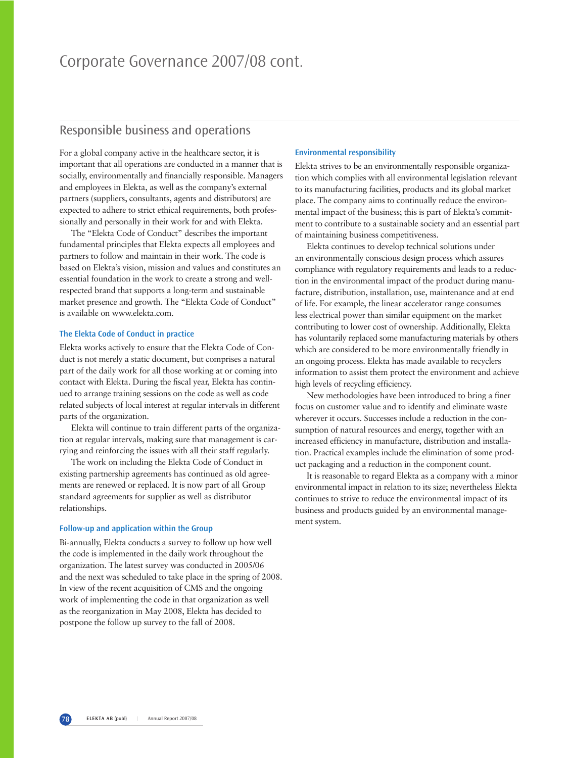# Corporate Governance 2007/08 cont.

## Responsible business and operations

For a global company active in the healthcare sector, it is important that all operations are conducted in a manner that is socially, environmentally and financially responsible. Managers and employees in Elekta, as well as the company's external partners (suppliers, consultants, agents and distributors) are expected to adhere to strict ethical requirements, both professionally and personally in their work for and with Elekta.

The "Elekta Code of Conduct" describes the important fundamental principles that Elekta expects all employees and partners to follow and maintain in their work. The code is based on Elekta's vision, mission and values and constitutes an essential foundation in the work to create a strong and well-respected brand that supports a long-term and sustainable market presence and growth. The "Elekta Code of Conduct" is available on www.elekta.com.

### The Elekta Code of Conduct in practice

Elekta works actively to ensure that the Elekta Code of Conduct is not merely a static document, but comprises a natural part of the daily work for all those working at or coming into contact with Elekta. During the fiscal year, Elekta has continued to arrange training sessions on the code as well as code related subjects of local interest at regular intervals in different parts of the organization.

Elekta will continue to train different parts of the organization at regular intervals, making sure that management is carrying and reinforcing the issues with all their staff regularly.

The work on including the Elekta Code of Conduct in existing partnership agreements has continued as old agreements are renewed or replaced. It is now part of all Group standard agreements for supplier as well as distributor relationships.

### Follow-up and application within the Group

Bi-annually, Elekta conducts a survey to follow up how well the code is implemented in the daily work throughout the organization. The latest survey was conducted in 2005/06 and the next was scheduled to take place in the spring of 2008. In view of the recent acquisition of CMS and the ongoing work of implementing the code in that organization as well as the reorganization in May 2008, Elekta has decided to postpone the follow up survey to the fall of 2008.

### Environmental responsibility

Elekta strives to be an environmentally responsible organization which complies with all environmental legislation relevant to its manufacturing facilities, products and its global market place. The company aims to continually reduce the environmental impact of the business; this is part of Elekta's commitment to contribute to a sustainable society and an essential part of maintaining business competitiveness.

Elekta continues to develop technical solutions under an environmentally conscious design process which assures compliance with regulatory requirements and leads to a reduction in the environmental impact of the product during manufacture, distribution, installation, use, maintenance and at end of life. For example, the linear accelerator range consumes less electrical power than similar equipment on the market contributing to lower cost of ownership. Additionally, Elekta has voluntarily replaced some manufacturing materials by others which are considered to be more environmentally friendly in an ongoing process. Elekta has made available to recyclers information to assist them protect the environment and achieve high levels of recycling efficiency.

New methodologies have been introduced to bring a finer focus on customer value and to identify and eliminate waste wherever it occurs. Successes include a reduction in the consumption of natural resources and energy, together with an increased efficiency in manufacture, distribution and installation. Practical examples include the elimination of some product packaging and a reduction in the component count.

It is reasonable to regard Elekta as a company with a minor environmental impact in relation to its size; nevertheless Elekta continues to strive to reduce the environmental impact of its business and products guided by an environmental management system.